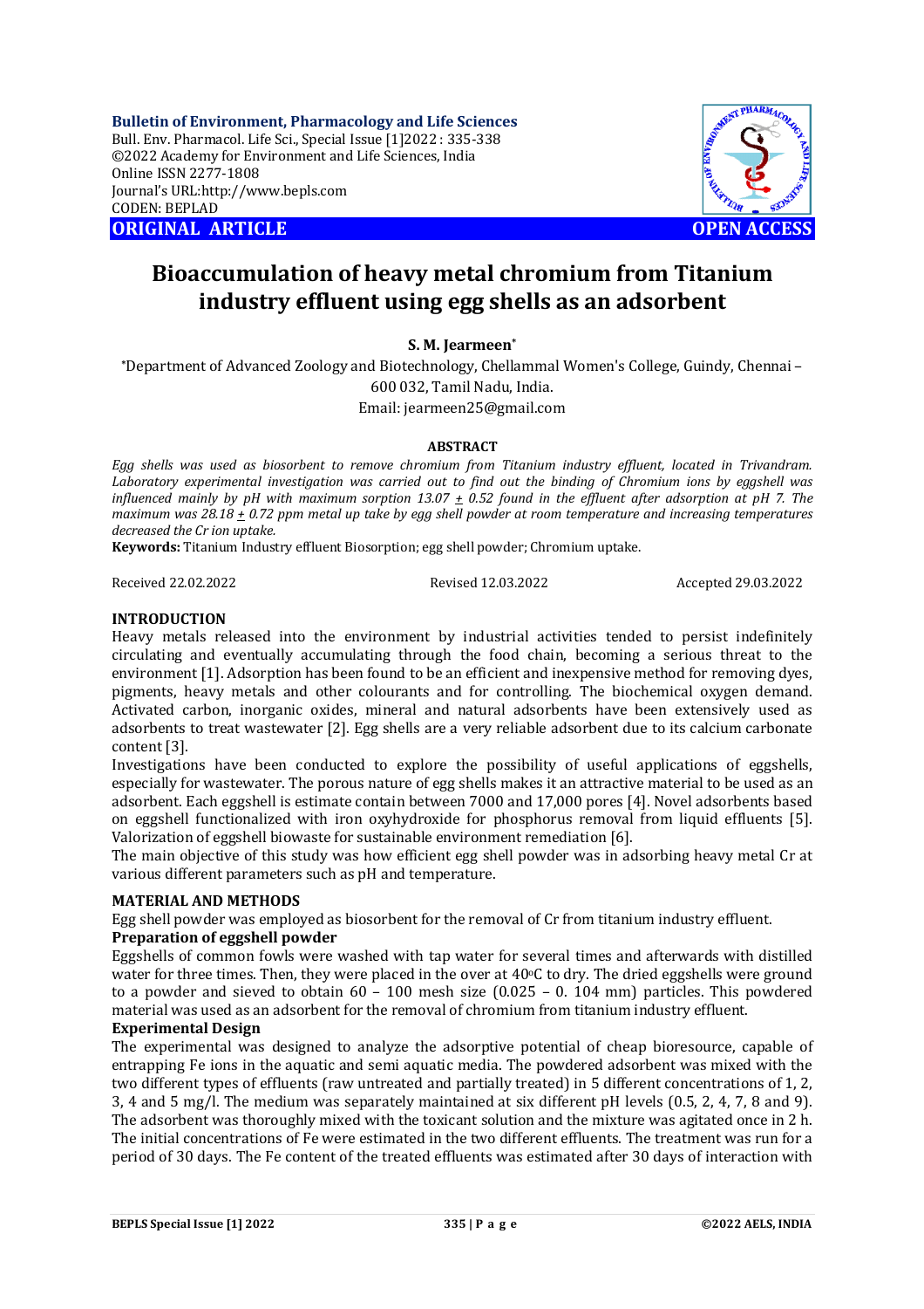**ORIGINAL ARTICLE** **OPEN ACCESS**

# Bioaccumulation of heavy metal chromium from Titanium industry effluent using egg shells as an adsorbent

**S. M. Jearmeen***

*Department of Advanced Zoology and Biotechnology, Chellammal Women's College, Guindy, Chennai – 600 032, Tamil Nadu, India.
Email: jearmeen25@gmail.com

**ABSTRACT**

*Egg shells was used as biosorbent to remove chromium from Titanium industry effluent, located in Trivandram. Laboratory experimental investigation was carried out to find out the binding of Chromium ions by eggshell was influenced mainly by pH with maximum sorption 13.07 ± 0.52 found in the effluent after adsorption at pH 7. The maximum was 28.18 ± 0.72 ppm metal up take by egg shell powder at room temperature and increasing temperatures decreased the Cr ion uptake.*

**Keywords:** Titanium Industry effluent Biosorption; egg shell powder; Chromium uptake.

Received 22.02.2022 Revised 12.03.2022 Accepted 29.03.2022

## INTRODUCTION

Heavy metals released into the environment by industrial activities tended to persist indefinitely circulating and eventually accumulating through the food chain, becoming a serious threat to the environment [1]. Adsorption has been found to be an efficient and inexpensive method for removing dyes, pigments, heavy metals and other colourants and for controlling. The biochemical oxygen demand. Activated carbon, inorganic oxides, mineral and natural adsorbents have been extensively used as adsorbents to treat wastewater [2]. Egg shells are a very reliable adsorbent due to its calcium carbonate content [3].

Investigations have been conducted to explore the possibility of useful applications of eggshells, especially for wastewater. The porous nature of egg shells makes it an attractive material to be used as an adsorbent. Each eggshell is estimate contain between 7000 and 17,000 pores [4]. Novel adsorbents based on eggshell functionalized with iron oxyhydroxide for phosphorus removal from liquid effluents [5]. Valorization of eggshell biowaste for sustainable environment remediation [6].

The main objective of this study was how efficient egg shell powder was in adsorbing heavy metal Cr at various different parameters such as pH and temperature.

## MATERIAL AND METHODS

Egg shell powder was employed as biosorbent for the removal of Cr from titanium industry effluent.

### Preparation of eggshell powder

Eggshells of common fowls were washed with tap water for several times and afterwards with distilled water for three times. Then, they were placed in the over at 40°C to dry. The dried eggshells were ground to a powder and sieved to obtain 60 – 100 mesh size (0.025 – 0. 104 mm) particles. This powdered material was used as an adsorbent for the removal of chromium from titanium industry effluent.

### Experimental Design

The experimental was designed to analyze the adsorptive potential of cheap bioresource, capable of entrapping Fe ions in the aquatic and semi aquatic media. The powdered adsorbent was mixed with the two different types of effluents (raw untreated and partially treated) in 5 different concentrations of 1, 2, 3, 4 and 5 mg/l. The medium was separately maintained at six different pH levels (0.5, 2, 4, 7, 8 and 9). The adsorbent was thoroughly mixed with the toxicant solution and the mixture was agitated once in 2 h. The initial concentrations of Fe were estimated in the two different effluents. The treatment was run for a period of 30 days. The Fe content of the treated effluents was estimated after 30 days of interaction with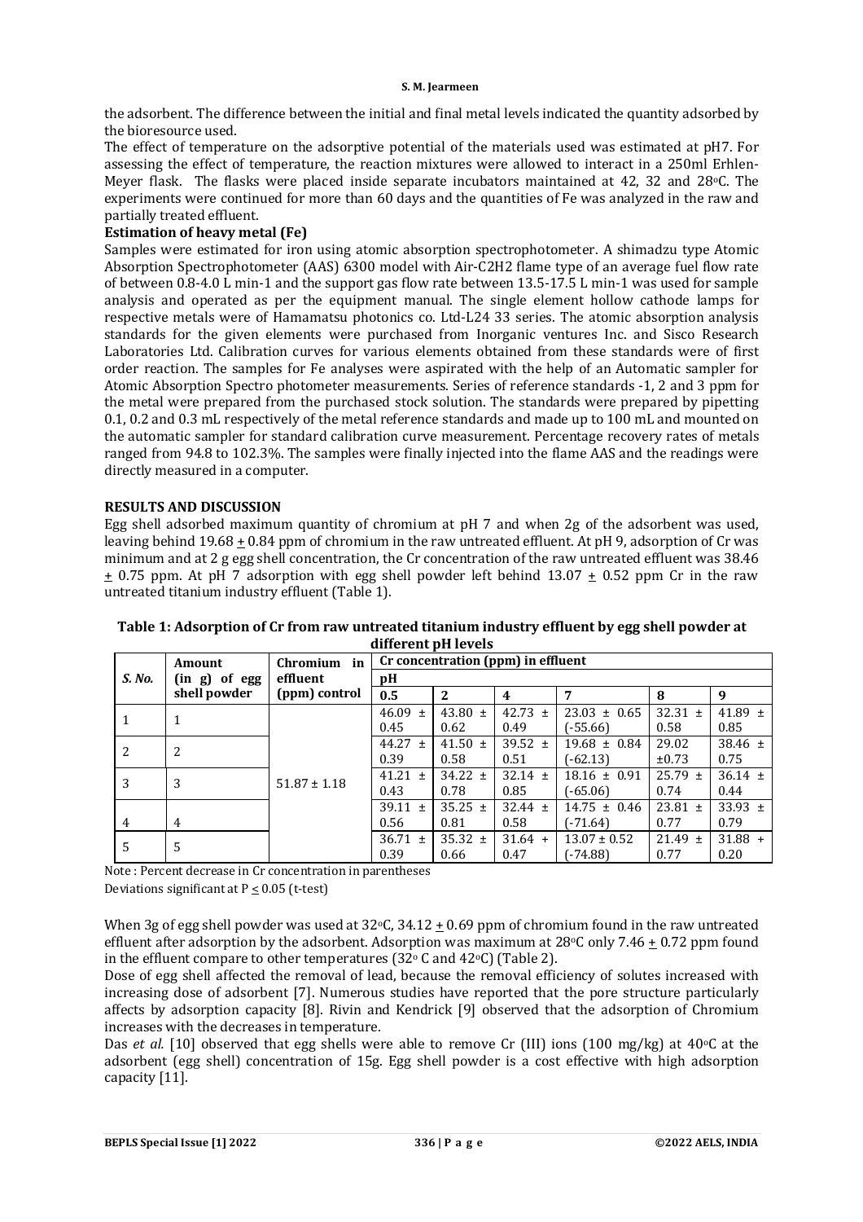the adsorbent. The difference between the initial and final metal levels indicated the quantity adsorbed by the bioresource used.

The effect of temperature on the adsorptive potential of the materials used was estimated at pH7. For assessing the effect of temperature, the reaction mixtures were allowed to interact in a 250ml Erhlen-Meyer flask. The flasks were placed inside separate incubators maintained at 42, 32 and 28°C. The experiments were continued for more than 60 days and the quantities of Fe was analyzed in the raw and partially treated effluent.

**Estimation of heavy metal (Fe)**

Samples were estimated for iron using atomic absorption spectrophotometer. A shimadzu type Atomic Absorption Spectrophotometer (AAS) 6300 model with Air-$C_2H_2$ flame type of an average fuel flow rate of between 0.8-4.0 L min-1 and the support gas flow rate between 13.5-17.5 L min-1 was used for sample analysis and operated as per the equipment manual. The single element hollow cathode lamps for respective metals were of Hamamatsu photonics co. Ltd-L24 33 series. The atomic absorption analysis standards for the given elements were purchased from Inorganic ventures Inc. and Sisco Research Laboratories Ltd. Calibration curves for various elements obtained from these standards were of first order reaction. The samples for Fe analyses were aspirated with the help of an Automatic sampler for Atomic Absorption Spectro photometer measurements. Series of reference standards -1, 2 and 3 ppm for the metal were prepared from the purchased stock solution. The standards were prepared by pipetting 0.1, 0.2 and 0.3 mL respectively of the metal reference standards and made up to 100 mL and mounted on the automatic sampler for standard calibration curve measurement. Percentage recovery rates of metals ranged from 94.8 to 102.3%. The samples were finally injected into the flame AAS and the readings were directly measured in a computer.

## RESULTS AND DISCUSSION

Egg shell adsorbed maximum quantity of chromium at pH 7 and when 2g of the adsorbent was used, leaving behind 19.68 ± 0.84 ppm of chromium in the raw untreated effluent. At pH 9, adsorption of Cr was minimum and at 2 g egg shell concentration, the Cr concentration of the raw untreated effluent was 38.46 ± 0.75 ppm. At pH 7 adsorption with egg shell powder left behind 13.07 ± 0.52 ppm Cr in the raw untreated titanium industry effluent (Table 1).

**Table 1: Adsorption of Cr from raw untreated titanium industry effluent by egg shell powder at different pH levels**

| S. No. | Amount (in g) of egg shell powder | Chromium in effluent (ppm) control | Cr concentration (ppm) in effluent | | | | | |
|---|---|---|---|---|---|---|---|---|
| | | | pH | | | | | |
| | | | 0.5 | 2 | 4 | 7 | 8 | 9 |
| 1 | 1 | 51.87 ± 1.18 | 46.09 ± 0.45 | 43.80 ± 0.62 | 42.73 ± 0.49 | 23.03 ± 0.65 (-55.66) | 32.31 ± 0.58 | 41.89 ± 0.85 |
| 2 | 2 | | 44.27 ± 0.39 | 41.50 ± 0.58 | 39.52 ± 0.51 | 19.68 ± 0.84 (-62.13) | 29.02 ±0.73 | 38.46 ± 0.75 |
| 3 | 3 | | 41.21 ± 0.43 | 34.22 ± 0.78 | 32.14 ± 0.85 | 18.16 ± 0.91 (-65.06) | 25.79 ± 0.74 | 36.14 ± 0.44 |
| 4 | 4 | | 39.11 ± 0.56 | 35.25 ± 0.81 | 32.44 ± 0.58 | 14.75 ± 0.46 (-71.64) | 23.81 ± 0.77 | 33.93 ± 0.79 |
| 5 | 5 | | 36.71 ± 0.39 | 35.32 ± 0.66 | 31.64 + 0.47 | 13.07 ± 0.52 (-74.88) | 21.49 ± 0.77 | 31.88 + 0.20 |

Note : Percent decrease in Cr concentration in parentheses

Deviations significant at $P \leq 0.05$ (t-test)

When 3g of egg shell powder was used at 32°C, 34.12 ± 0.69 ppm of chromium found in the raw untreated effluent after adsorption by the adsorbent. Adsorption was maximum at 28°C only 7.46 ± 0.72 ppm found in the effluent compare to other temperatures (32° C and 42°C) (Table 2).

Dose of egg shell affected the removal of lead, because the removal efficiency of solutes increased with increasing dose of adsorbent [7]. Numerous studies have reported that the pore structure particularly affects by adsorption capacity [8]. Rivin and Kendrick [9] observed that the adsorption of Chromium increases with the decreases in temperature.

Das *et al.* [10] observed that egg shells were able to remove Cr (III) ions (100 mg/kg) at 40°C at the adsorbent (egg shell) concentration of 15g. Egg shell powder is a cost effective with high adsorption capacity [11].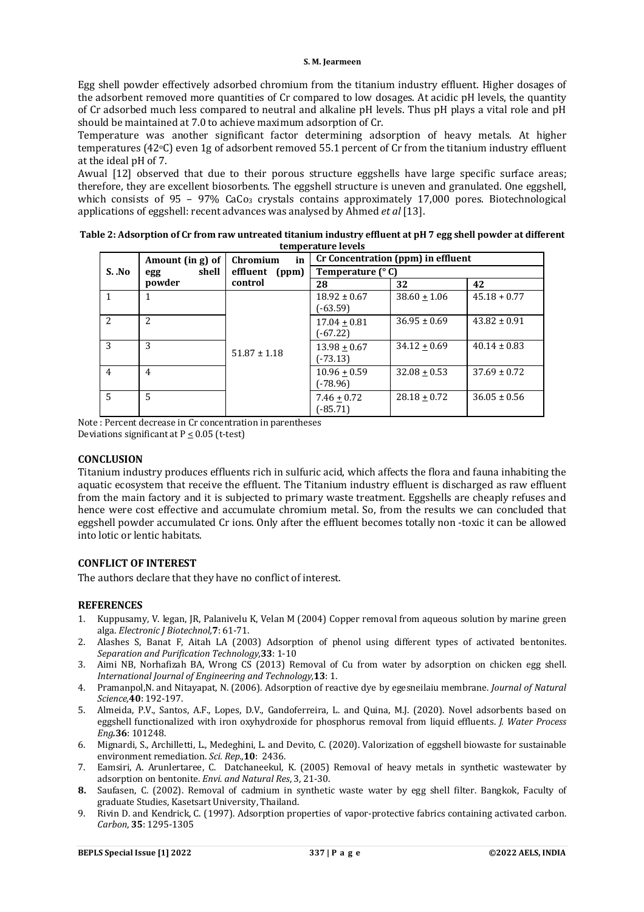Egg shell powder effectively adsorbed chromium from the titanium industry effluent. Higher dosages of the adsorbent removed more quantities of Cr compared to low dosages. At acidic pH levels, the quantity of Cr adsorbed much less compared to neutral and alkaline pH levels. Thus pH plays a vital role and pH should be maintained at 7.0 to achieve maximum adsorption of Cr.

Temperature was another significant factor determining adsorption of heavy metals. At higher temperatures (42°C) even 1g of adsorbent removed 55.1 percent of Cr from the titanium industry effluent at the ideal pH of 7.

Awual [12] observed that due to their porous structure eggshells have large specific surface areas; therefore, they are excellent biosorbents. The eggshell structure is uneven and granulated. One eggshell, which consists of 95 – 97% $CaCo_3$ crystals contains approximately 17,000 pores. Biotechnological applications of eggshell: recent advances was analysed by Ahmed *et al* [13].

**Table 2: Adsorption of Cr from raw untreated titanium industry effluent at pH 7 egg shell powder at different temperature levels**

| S. .No | Amount (in g) of egg shell powder | Chromium in effluent (ppm) control | Cr Concentration (ppm) in effluent | | |
|---|---|---|---|---|---|
| | | | Temperature (° C) | | |
| | | | 28 | 32 | 42 |
| 1 | 1 | 51.87 ± 1.18 | 18.92 ± 0.67 (-63.59) | 38.60 + 1.06 | 45.18 + 0.77 |
| 2 | 2 | | 17.04 + 0.81 (-67.22) | 36.95 ± 0.69 | 43.82 ± 0.91 |
| 3 | 3 | | 13.98 + 0.67 (-73.13) | 34.12 + 0.69 | 40.14 ± 0.83 |
| 4 | 4 | | 10.96 + 0.59 (-78.96) | 32.08 + 0.53 | 37.69 ± 0.72 |
| 5 | 5 | | 7.46 + 0.72 (-85.71) | 28.18 + 0.72 | 36.05 ± 0.56 |

Note : Percent decrease in Cr concentration in parentheses
Deviations significant at $P \leq 0.05$ (t-test)

## CONCLUSION

Titanium industry produces effluents rich in sulfuric acid, which affects the flora and fauna inhabiting the aquatic ecosystem that receive the effluent. The Titanium industry effluent is discharged as raw effluent from the main factory and it is subjected to primary waste treatment. Eggshells are cheaply refuses and hence were cost effective and accumulate chromium metal. So, from the results we can concluded that eggshell powder accumulated Cr ions. Only after the effluent becomes totally non -toxic it can be allowed into lotic or lentic habitats.

## CONFLICT OF INTEREST

The authors declare that they have no conflict of interest.

## REFERENCES

1. Kuppusamy, V. legan, JR, Palanivelu K, Velan M (2004) Copper removal from aqueous solution by marine green alga. *Electronic J Biotechnol,* **7**: 61-71.
2. Alashes S, Banat F, Aitah LA (2003) Adsorption of phenol using different types of activated bentonites. *Separation and Purification Technology,* **33**: 1-10
3. Aimi NB, Norhafizah BA, Wrong CS (2013) Removal of Cu from water by adsorption on chicken egg shell. *International Journal of Engineering and Technology,* **13**: 1.
4. Pramanpol,N. and Nitayapat, N. (2006). Adsorption of reactive dye by egesneilaiu membrane. *Journal of Natural Science,* **40**: 192-197.
5. Almeida, P.V., Santos, A.F., Lopes, D.V., Gandoferreira, L. and Quina, M.J. (2020). Novel adsorbents based on eggshell functionalized with iron oxyhydroxide for phosphorus removal from liquid effluents. *J. Water Process Eng.* **36**: 101248.
6. Mignardi, S., Archilletti, L., Medeghini, L. and Devito, C. (2020). Valorization of eggshell biowaste for sustainable environment remediation. *Sci. Rep.,* **10**: 2436.
7. Eamsiri, A. Arunlertaree, C. Datchaneekul, K. (2005) Removal of heavy metals in synthetic wastewater by adsorption on bentonite. *Envi. and Natural Res*, 3, 21-30.
8. Saufasen, C. (2002). Removal of cadmium in synthetic waste water by egg shell filter. Bangkok, Faculty of graduate Studies, Kasetsart University, Thailand.
9. Rivin D. and Kendrick, C. (1997). Adsorption properties of vapor-protective fabrics containing activated carbon. *Carbon*, **35**: 1295-1305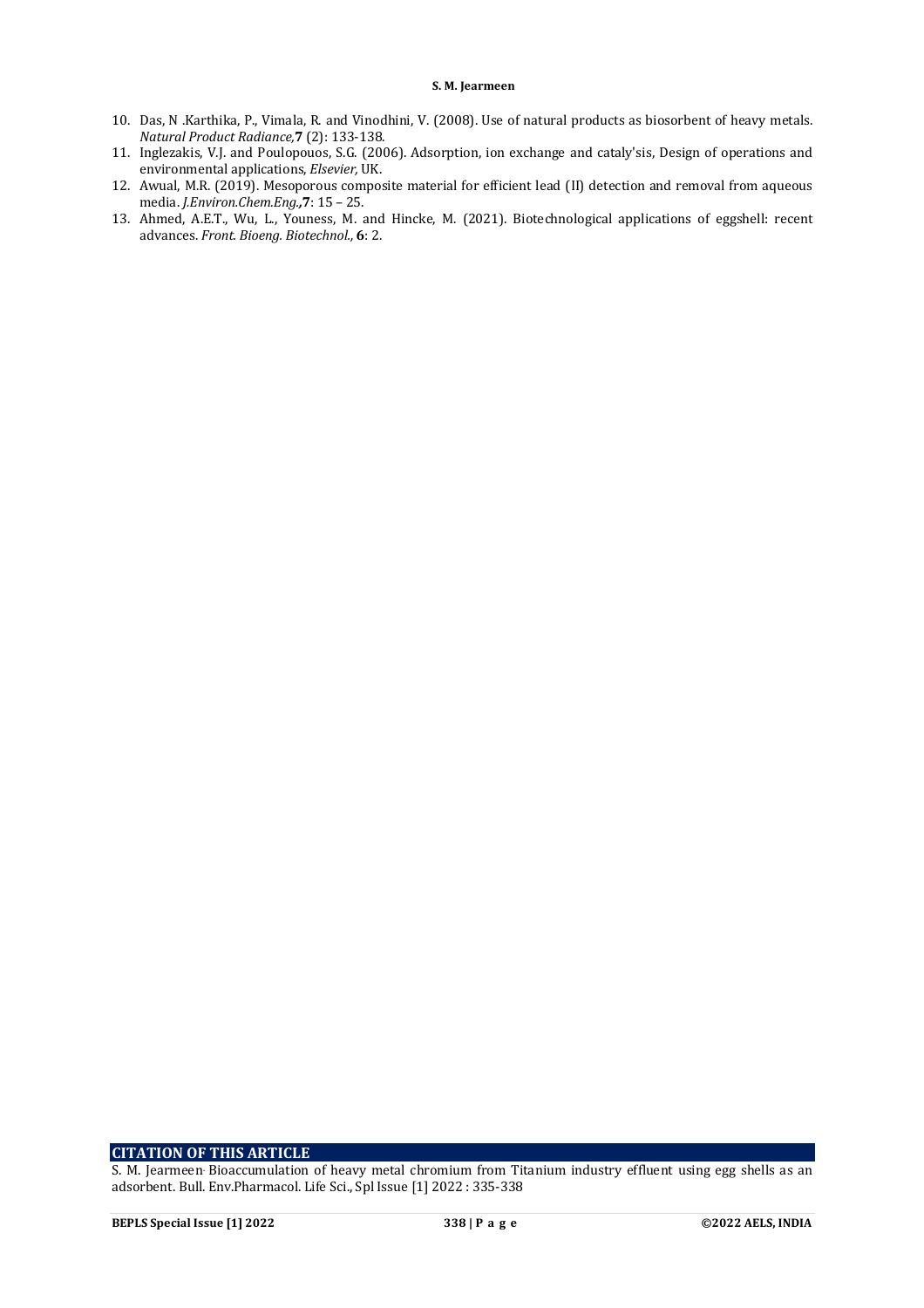10. Das, N .Karthika, P., Vimala, R. and Vinodhini, V. (2008). Use of natural products as biosorbent of heavy metals. *Natural Product Radiance,***7** (2): 133-138.
11. Inglezakis, V.J. and Poulopouos, S.G. (2006). Adsorption, ion exchange and cataly'sis, Design of operations and environmental applications, *Elsevier,* UK.
12. Awual, M.R. (2019). Mesoporous composite material for efficient lead (II) detection and removal from aqueous media. *J.Environ.Chem.Eng.,***7**: 15 – 25.
13. Ahmed, A.E.T., Wu, L., Youness, M. and Hincke, M. (2021). Biotechnological applications of eggshell: recent advances. *Front. Bioeng. Biotechnol.,* **6**: 2.

**CITATION OF THIS ARTICLE**

S. M. Jearmeen. Bioaccumulation of heavy metal chromium from Titanium industry effluent using egg shells as an adsorbent. Bull. Env.Pharmacol. Life Sci., Spl Issue [1] 2022 : 335-338